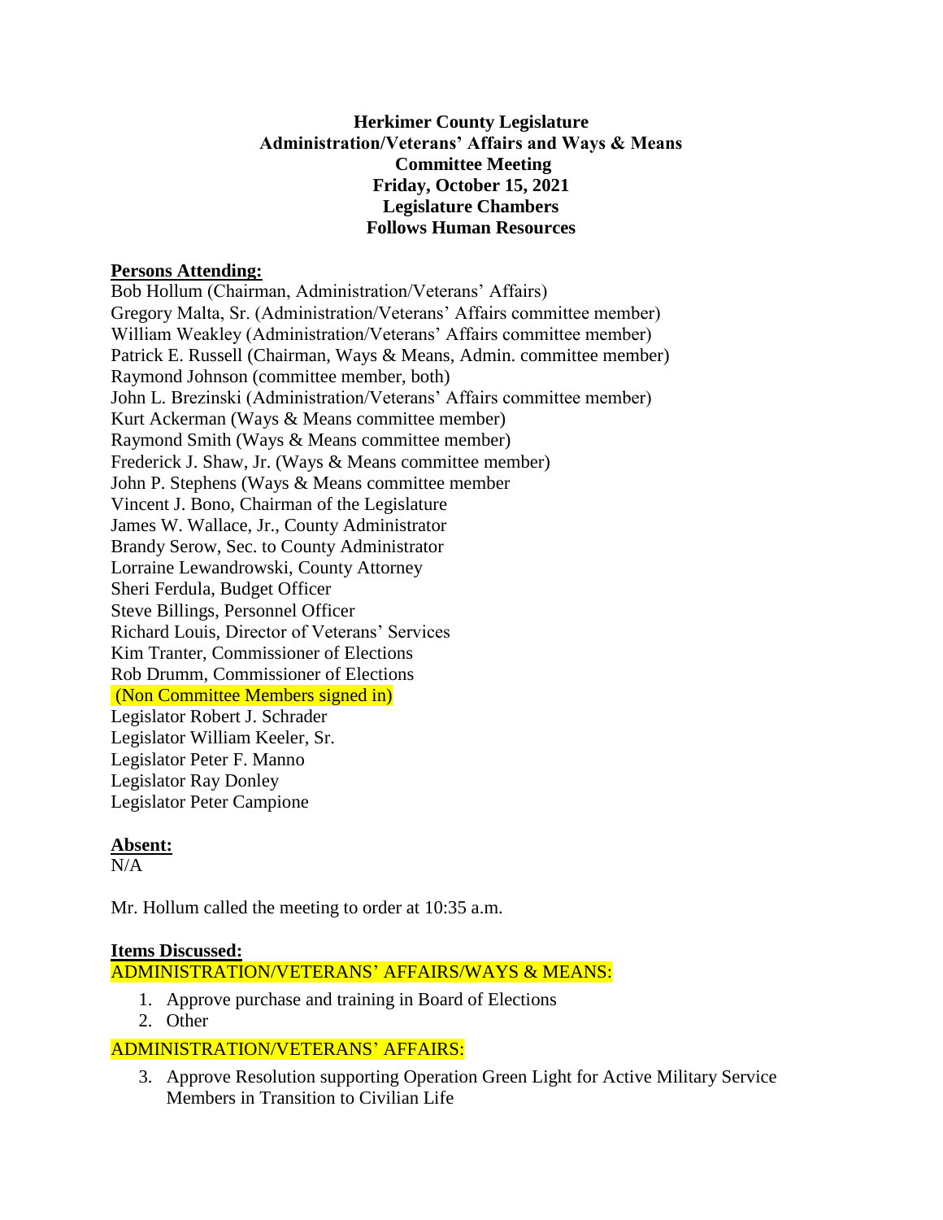**Herkimer County Legislature**
**Administration/Veterans' Affairs and Ways & Means**
**Committee Meeting**
**Friday, October 15, 2021**
**Legislature Chambers**
**Follows Human Resources**

**Persons Attending:**

Bob Hollum (Chairman, Administration/Veterans' Affairs)
Gregory Malta, Sr. (Administration/Veterans' Affairs committee member)
William Weakley (Administration/Veterans' Affairs committee member)
Patrick E. Russell (Chairman, Ways & Means, Admin. committee member)
Raymond Johnson (committee member, both)
John L. Brezinski (Administration/Veterans' Affairs committee member)
Kurt Ackerman (Ways & Means committee member)
Raymond Smith (Ways & Means committee member)
Frederick J. Shaw, Jr. (Ways & Means committee member)
John P. Stephens (Ways & Means committee member
Vincent J. Bono, Chairman of the Legislature
James W. Wallace, Jr., County Administrator
Brandy Serow, Sec. to County Administrator
Lorraine Lewandrowski, County Attorney
Sheri Ferdula, Budget Officer
Steve Billings, Personnel Officer
Richard Louis, Director of Veterans' Services
Kim Tranter, Commissioner of Elections
Rob Drumm, Commissioner of Elections
(Non Committee Members signed in)
Legislator Robert J. Schrader
Legislator William Keeler, Sr.
Legislator Peter F. Manno
Legislator Ray Donley
Legislator Peter Campione

**Absent:**

N/A

Mr. Hollum called the meeting to order at 10:35 a.m.

**Items Discussed:**

ADMINISTRATION/VETERANS' AFFAIRS/WAYS & MEANS:

1. Approve purchase and training in Board of Elections
2. Other

ADMINISTRATION/VETERANS' AFFAIRS:

3. Approve Resolution supporting Operation Green Light for Active Military Service Members in Transition to Civilian Life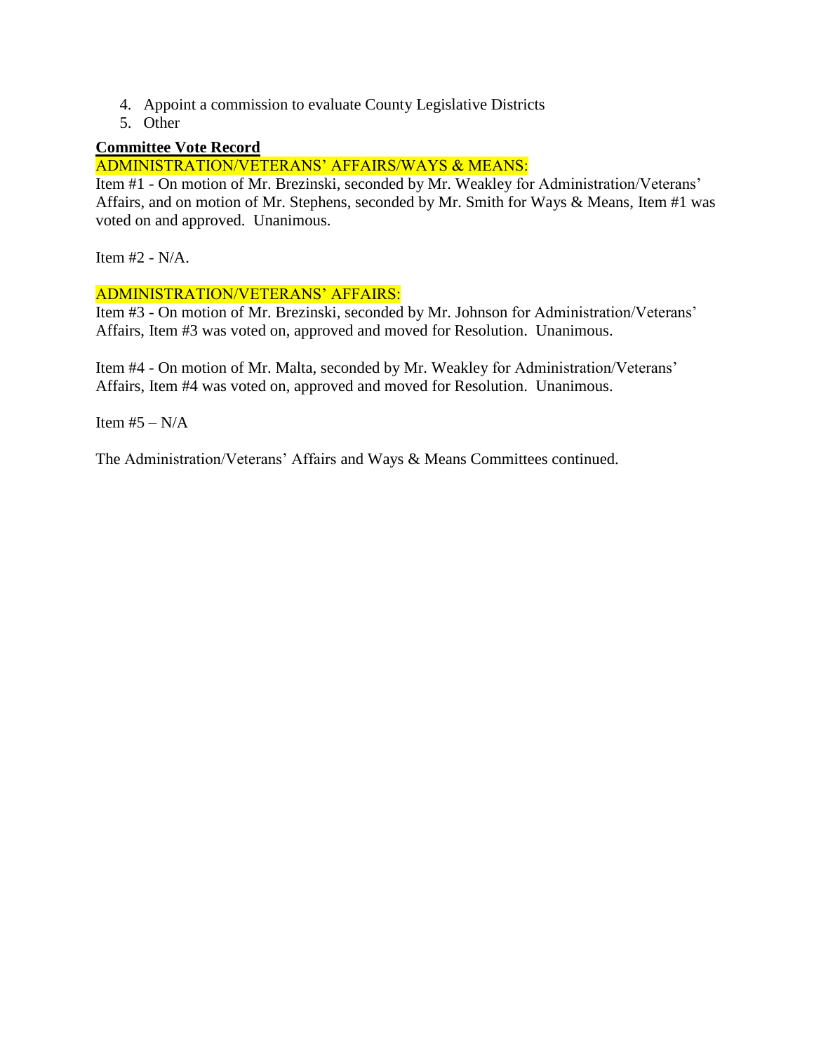4. Appoint a commission to evaluate County Legislative Districts
5. Other

**Committee Vote Record**

ADMINISTRATION/VETERANS' AFFAIRS/WAYS & MEANS:

Item #1 - On motion of Mr. Brezinski, seconded by Mr. Weakley for Administration/Veterans' Affairs, and on motion of Mr. Stephens, seconded by Mr. Smith for Ways & Means, Item #1 was voted on and approved. Unanimous.

Item #2 - N/A.

ADMINISTRATION/VETERANS' AFFAIRS:

Item #3 - On motion of Mr. Brezinski, seconded by Mr. Johnson for Administration/Veterans' Affairs, Item #3 was voted on, approved and moved for Resolution. Unanimous.

Item #4 - On motion of Mr. Malta, seconded by Mr. Weakley for Administration/Veterans' Affairs, Item #4 was voted on, approved and moved for Resolution. Unanimous.

Item #5 – N/A

The Administration/Veterans' Affairs and Ways & Means Committees continued.